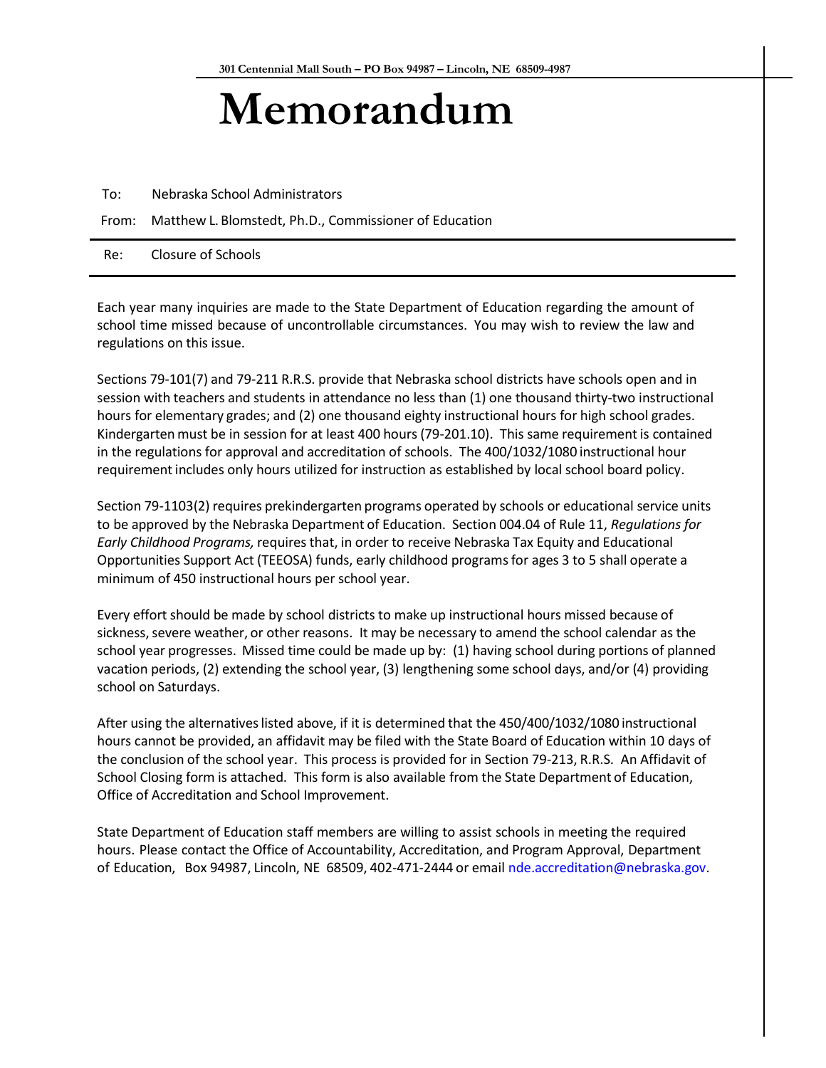301 Centennial Mall South – PO Box 94987 – Lincoln, NE 68509-4987

# Memorandum

To: Nebraska School Administrators

From: Matthew L. Blomstedt, Ph.D., Commissioner of Education

Re: Closure of Schools

Each year many inquiries are made to the State Department of Education regarding the amount of school time missed because of uncontrollable circumstances. You may wish to review the law and regulations on this issue.

Sections 79-101(7) and 79-211 R.R.S. provide that Nebraska school districts have schools open and in session with teachers and students in attendance no less than (1) one thousand thirty-two instructional hours for elementary grades; and (2) one thousand eighty instructional hours for high school grades. Kindergarten must be in session for at least 400 hours (79-201.10). This same requirement is contained in the regulations for approval and accreditation of schools. The 400/1032/1080 instructional hour requirement includes only hours utilized for instruction as established by local school board policy.

Section 79-1103(2) requires prekindergarten programs operated by schools or educational service units to be approved by the Nebraska Department of Education. Section 004.04 of Rule 11, *Regulations for Early Childhood Programs,* requires that, in order to receive Nebraska Tax Equity and Educational Opportunities Support Act (TEEOSA) funds, early childhood programs for ages 3 to 5 shall operate a minimum of 450 instructional hours per school year.

Every effort should be made by school districts to make up instructional hours missed because of sickness, severe weather, or other reasons. It may be necessary to amend the school calendar as the school year progresses. Missed time could be made up by: (1) having school during portions of planned vacation periods, (2) extending the school year, (3) lengthening some school days, and/or (4) providing school on Saturdays.

After using the alternatives listed above, if it is determined that the 450/400/1032/1080 instructional hours cannot be provided, an affidavit may be filed with the State Board of Education within 10 days of the conclusion of the school year. This process is provided for in Section 79-213, R.R.S. An Affidavit of School Closing form is attached. This form is also available from the State Department of Education, Office of Accreditation and School Improvement.

State Department of Education staff members are willing to assist schools in meeting the required hours. Please contact the Office of Accountability, Accreditation, and Program Approval, Department of Education, Box 94987, Lincoln, NE 68509, 402-471-2444 or email nde.accreditation@nebraska.gov.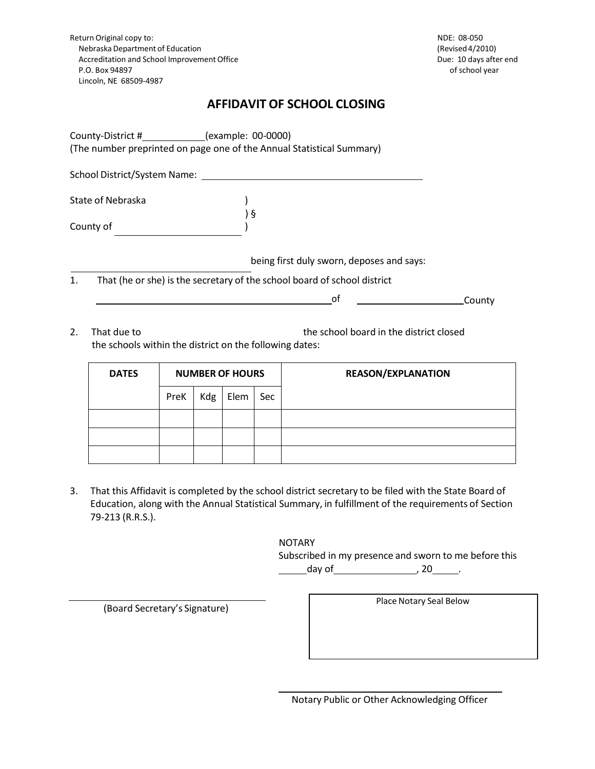Return Original copy to:
Nebraska Department of Education
Accreditation and School Improvement Office
P.O. Box 94897
Lincoln, NE 68509-4987

NDE: 08-050
(Revised 4/2010)
Due: 10 days after end of school year

# AFFIDAVIT OF SCHOOL CLOSING

County-District #__________(example: 00-0000)
(The number preprinted on page one of the Annual Statistical Summary)

School District/System Name: ______________________________

State of Nebraska )
) §
County of ____________________ )

______________________________ being first duly sworn, deposes and says:

1. That (he or she) is the secretary of the school board of school district ______________________________ of ____________________ County

2. That due to ______________________________ the school board in the district closed the schools within the district on the following dates:

| DATES | NUMBER OF HOURS | | | | REASON/EXPLANATION |
|---|---|---|---|---|---|
| | PreK | Kdg | Elem | Sec | |
| | | | | | |
| | | | | | |
| | | | | | |

3. That this Affidavit is completed by the school district secretary to be filed with the State Board of Education, along with the Annual Statistical Summary, in fulfillment of the requirements of Section 79-213 (R.R.S.).

NOTARY
Subscribed in my presence and sworn to me before this _____day of_______________, 20_____.

______________________________
(Board Secretary's Signature)

Place Notary Seal Below

______________________________
Notary Public or Other Acknowledging Officer